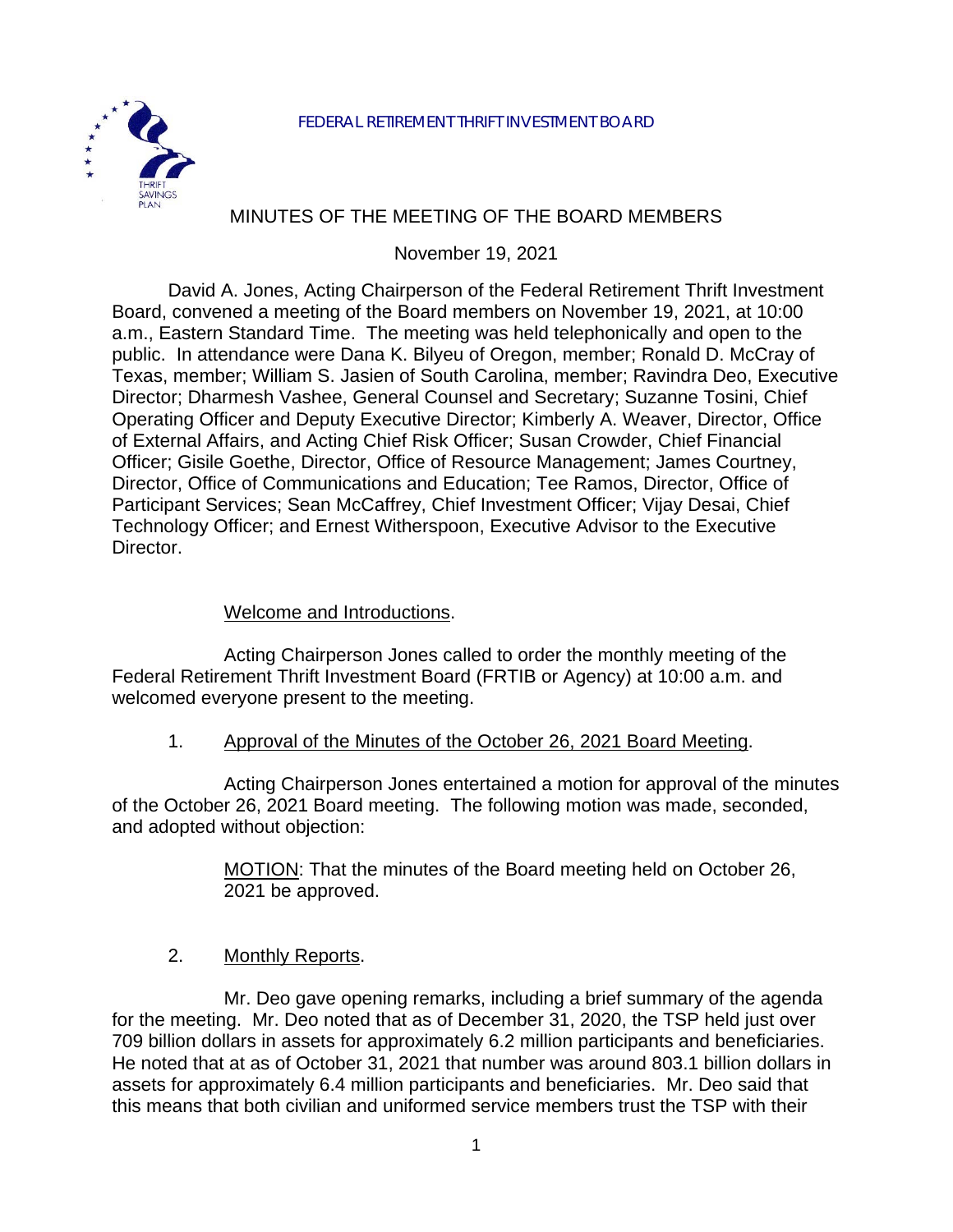FEDERAL RETIREMENT THRIFT INVESTMENT BOARD

# MINUTES OF THE MEETING OF THE BOARD MEMBERS

November 19, 2021

David A. Jones, Acting Chairperson of the Federal Retirement Thrift Investment Board, convened a meeting of the Board members on November 19, 2021, at 10:00 a.m., Eastern Standard Time. The meeting was held telephonically and open to the public. In attendance were Dana K. Bilyeu of Oregon, member; Ronald D. McCray of Texas, member; William S. Jasien of South Carolina, member; Ravindra Deo, Executive Director; Dharmesh Vashee, General Counsel and Secretary; Suzanne Tosini, Chief Operating Officer and Deputy Executive Director; Kimberly A. Weaver, Director, Office of External Affairs, and Acting Chief Risk Officer; Susan Crowder, Chief Financial Officer; Gisile Goethe, Director, Office of Resource Management; James Courtney, Director, Office of Communications and Education; Tee Ramos, Director, Office of Participant Services; Sean McCaffrey, Chief Investment Officer; Vijay Desai, Chief Technology Officer; and Ernest Witherspoon, Executive Advisor to the Executive Director.

## Welcome and Introductions.

Acting Chairperson Jones called to order the monthly meeting of the Federal Retirement Thrift Investment Board (FRTIB or Agency) at 10:00 a.m. and welcomed everyone present to the meeting.

## 1. Approval of the Minutes of the October 26, 2021 Board Meeting.

Acting Chairperson Jones entertained a motion for approval of the minutes of the October 26, 2021 Board meeting. The following motion was made, seconded, and adopted without objection:

> MOTION: That the minutes of the Board meeting held on October 26, 2021 be approved.

## 2. Monthly Reports.

Mr. Deo gave opening remarks, including a brief summary of the agenda for the meeting. Mr. Deo noted that as of December 31, 2020, the TSP held just over 709 billion dollars in assets for approximately 6.2 million participants and beneficiaries. He noted that at as of October 31, 2021 that number was around 803.1 billion dollars in assets for approximately 6.4 million participants and beneficiaries. Mr. Deo said that this means that both civilian and uniformed service members trust the TSP with their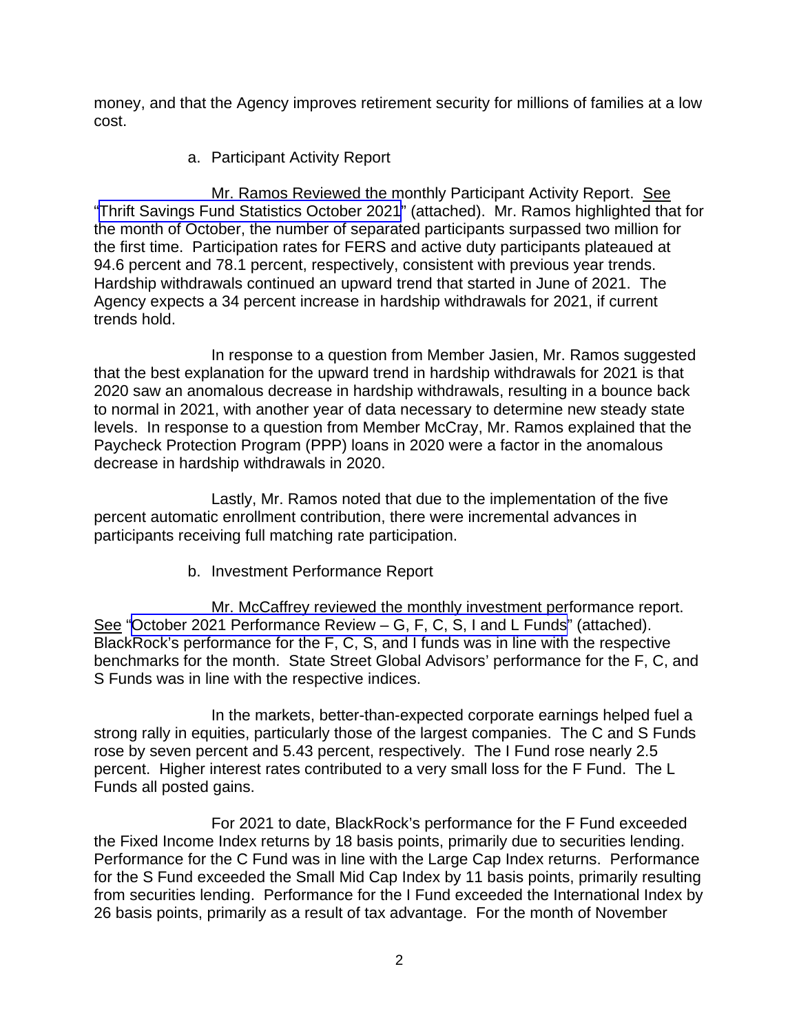money, and that the Agency improves retirement security for millions of families at a low cost.

a. Participant Activity Report

Mr. Ramos Reviewed the monthly Participant Activity Report. See "Thrift Savings Fund Statistics October 2021" (attached). Mr. Ramos highlighted that for the month of October, the number of separated participants surpassed two million for the first time. Participation rates for FERS and active duty participants plateaued at 94.6 percent and 78.1 percent, respectively, consistent with previous year trends. Hardship withdrawals continued an upward trend that started in June of 2021. The Agency expects a 34 percent increase in hardship withdrawals for 2021, if current trends hold.

In response to a question from Member Jasien, Mr. Ramos suggested that the best explanation for the upward trend in hardship withdrawals for 2021 is that 2020 saw an anomalous decrease in hardship withdrawals, resulting in a bounce back to normal in 2021, with another year of data necessary to determine new steady state levels. In response to a question from Member McCray, Mr. Ramos explained that the Paycheck Protection Program (PPP) loans in 2020 were a factor in the anomalous decrease in hardship withdrawals in 2020.

Lastly, Mr. Ramos noted that due to the implementation of the five percent automatic enrollment contribution, there were incremental advances in participants receiving full matching rate participation.

b. Investment Performance Report

Mr. McCaffrey reviewed the monthly investment performance report. See "October 2021 Performance Review – G, F, C, S, I and L Funds" (attached). BlackRock's performance for the F, C, S, and I funds was in line with the respective benchmarks for the month. State Street Global Advisors' performance for the F, C, and S Funds was in line with the respective indices.

In the markets, better-than-expected corporate earnings helped fuel a strong rally in equities, particularly those of the largest companies. The C and S Funds rose by seven percent and 5.43 percent, respectively. The I Fund rose nearly 2.5 percent. Higher interest rates contributed to a very small loss for the F Fund. The L Funds all posted gains.

For 2021 to date, BlackRock's performance for the F Fund exceeded the Fixed Income Index returns by 18 basis points, primarily due to securities lending. Performance for the C Fund was in line with the Large Cap Index returns. Performance for the S Fund exceeded the Small Mid Cap Index by 11 basis points, primarily resulting from securities lending. Performance for the I Fund exceeded the International Index by 26 basis points, primarily as a result of tax advantage. For the month of November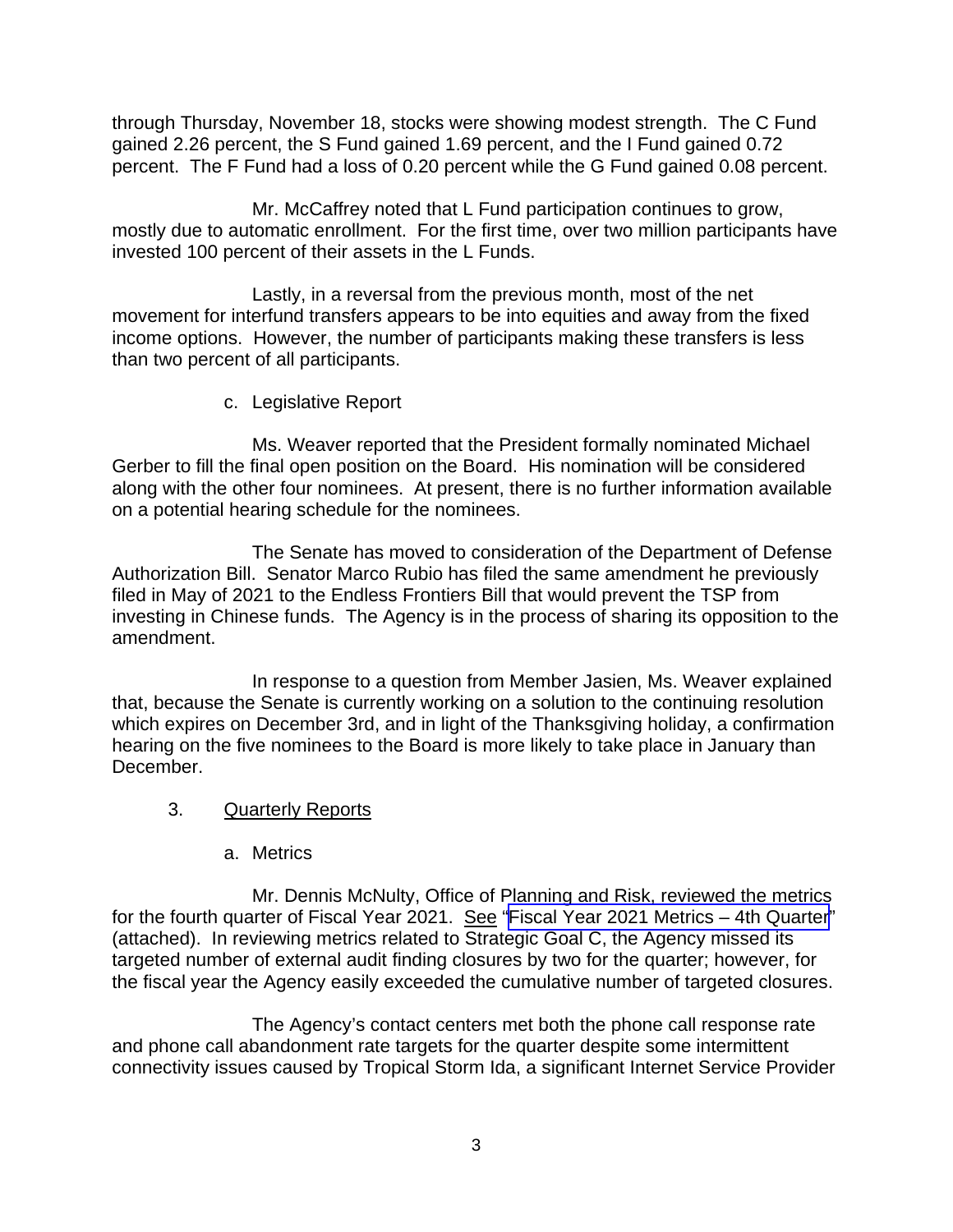through Thursday, November 18, stocks were showing modest strength. The C Fund gained 2.26 percent, the S Fund gained 1.69 percent, and the I Fund gained 0.72 percent. The F Fund had a loss of 0.20 percent while the G Fund gained 0.08 percent.

Mr. McCaffrey noted that L Fund participation continues to grow, mostly due to automatic enrollment. For the first time, over two million participants have invested 100 percent of their assets in the L Funds.

Lastly, in a reversal from the previous month, most of the net movement for interfund transfers appears to be into equities and away from the fixed income options. However, the number of participants making these transfers is less than two percent of all participants.

c. Legislative Report

Ms. Weaver reported that the President formally nominated Michael Gerber to fill the final open position on the Board. His nomination will be considered along with the other four nominees. At present, there is no further information available on a potential hearing schedule for the nominees.

The Senate has moved to consideration of the Department of Defense Authorization Bill. Senator Marco Rubio has filed the same amendment he previously filed in May of 2021 to the Endless Frontiers Bill that would prevent the TSP from investing in Chinese funds. The Agency is in the process of sharing its opposition to the amendment.

In response to a question from Member Jasien, Ms. Weaver explained that, because the Senate is currently working on a solution to the continuing resolution which expires on December 3rd, and in light of the Thanksgiving holiday, a confirmation hearing on the five nominees to the Board is more likely to take place in January than December.

3. Quarterly Reports

a. Metrics

Mr. Dennis McNulty, Office of Planning and Risk, reviewed the metrics for the fourth quarter of Fiscal Year 2021. See "Fiscal Year 2021 Metrics – 4th Quarter" (attached). In reviewing metrics related to Strategic Goal C, the Agency missed its targeted number of external audit finding closures by two for the quarter; however, for the fiscal year the Agency easily exceeded the cumulative number of targeted closures.

The Agency's contact centers met both the phone call response rate and phone call abandonment rate targets for the quarter despite some intermittent connectivity issues caused by Tropical Storm Ida, a significant Internet Service Provider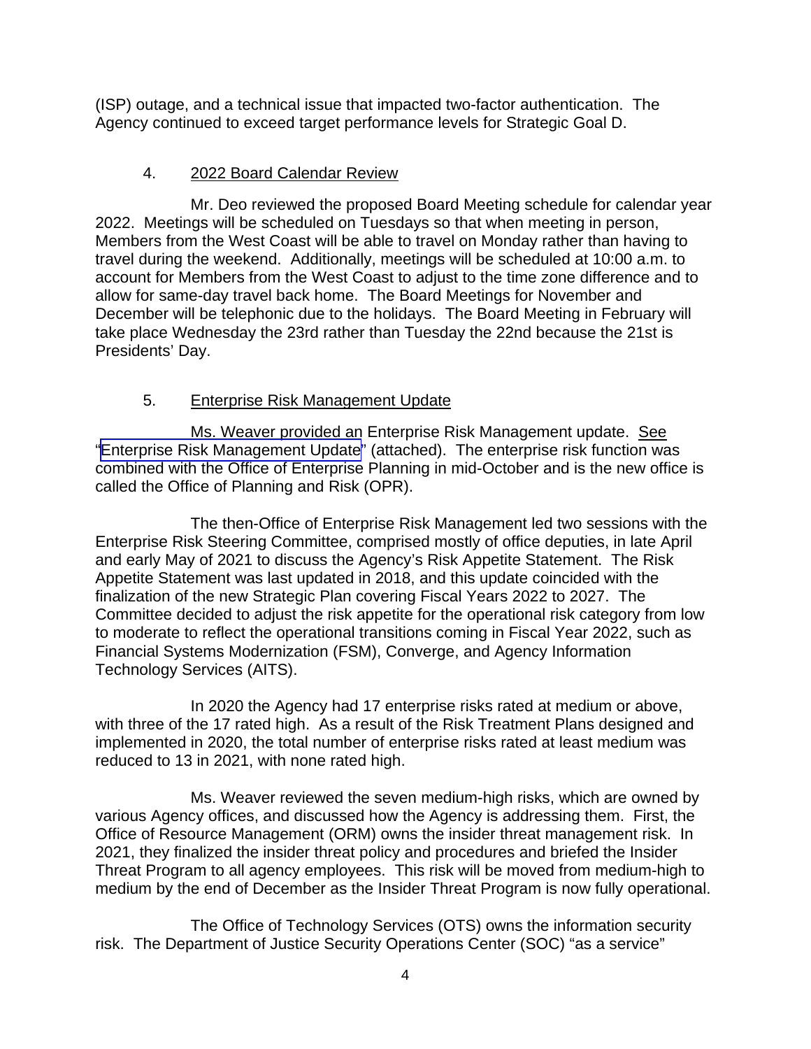(ISP) outage, and a technical issue that impacted two-factor authentication. The Agency continued to exceed target performance levels for Strategic Goal D.

4. <u>2022 Board Calendar Review</u>

Mr. Deo reviewed the proposed Board Meeting schedule for calendar year 2022. Meetings will be scheduled on Tuesdays so that when meeting in person, Members from the West Coast will be able to travel on Monday rather than having to travel during the weekend. Additionally, meetings will be scheduled at 10:00 a.m. to account for Members from the West Coast to adjust to the time zone difference and to allow for same-day travel back home. The Board Meetings for November and December will be telephonic due to the holidays. The Board Meeting in February will take place Wednesday the 23rd rather than Tuesday the 22nd because the 21st is Presidents' Day.

5. <u>Enterprise Risk Management Update</u>

Ms. Weaver provided an Enterprise Risk Management update. <u>See</u> "Enterprise Risk Management Update" (attached). The enterprise risk function was combined with the Office of Enterprise Planning in mid-October and is the new office is called the Office of Planning and Risk (OPR).

The then-Office of Enterprise Risk Management led two sessions with the Enterprise Risk Steering Committee, comprised mostly of office deputies, in late April and early May of 2021 to discuss the Agency's Risk Appetite Statement. The Risk Appetite Statement was last updated in 2018, and this update coincided with the finalization of the new Strategic Plan covering Fiscal Years 2022 to 2027. The Committee decided to adjust the risk appetite for the operational risk category from low to moderate to reflect the operational transitions coming in Fiscal Year 2022, such as Financial Systems Modernization (FSM), Converge, and Agency Information Technology Services (AITS).

In 2020 the Agency had 17 enterprise risks rated at medium or above, with three of the 17 rated high. As a result of the Risk Treatment Plans designed and implemented in 2020, the total number of enterprise risks rated at least medium was reduced to 13 in 2021, with none rated high.

Ms. Weaver reviewed the seven medium-high risks, which are owned by various Agency offices, and discussed how the Agency is addressing them. First, the Office of Resource Management (ORM) owns the insider threat management risk. In 2021, they finalized the insider threat policy and procedures and briefed the Insider Threat Program to all agency employees. This risk will be moved from medium-high to medium by the end of December as the Insider Threat Program is now fully operational.

The Office of Technology Services (OTS) owns the information security risk. The Department of Justice Security Operations Center (SOC) "as a service"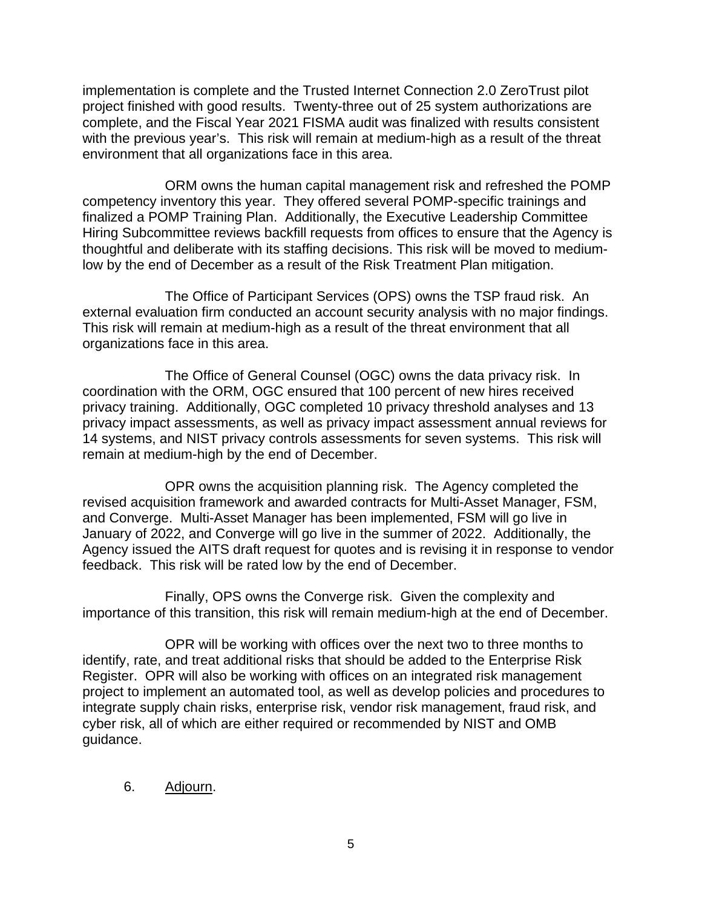implementation is complete and the Trusted Internet Connection 2.0 ZeroTrust pilot project finished with good results. Twenty-three out of 25 system authorizations are complete, and the Fiscal Year 2021 FISMA audit was finalized with results consistent with the previous year's. This risk will remain at medium-high as a result of the threat environment that all organizations face in this area.

ORM owns the human capital management risk and refreshed the POMP competency inventory this year. They offered several POMP-specific trainings and finalized a POMP Training Plan. Additionally, the Executive Leadership Committee Hiring Subcommittee reviews backfill requests from offices to ensure that the Agency is thoughtful and deliberate with its staffing decisions. This risk will be moved to medium-low by the end of December as a result of the Risk Treatment Plan mitigation.

The Office of Participant Services (OPS) owns the TSP fraud risk. An external evaluation firm conducted an account security analysis with no major findings. This risk will remain at medium-high as a result of the threat environment that all organizations face in this area.

The Office of General Counsel (OGC) owns the data privacy risk. In coordination with the ORM, OGC ensured that 100 percent of new hires received privacy training. Additionally, OGC completed 10 privacy threshold analyses and 13 privacy impact assessments, as well as privacy impact assessment annual reviews for 14 systems, and NIST privacy controls assessments for seven systems. This risk will remain at medium-high by the end of December.

OPR owns the acquisition planning risk. The Agency completed the revised acquisition framework and awarded contracts for Multi-Asset Manager, FSM, and Converge. Multi-Asset Manager has been implemented, FSM will go live in January of 2022, and Converge will go live in the summer of 2022. Additionally, the Agency issued the AITS draft request for quotes and is revising it in response to vendor feedback. This risk will be rated low by the end of December.

Finally, OPS owns the Converge risk. Given the complexity and importance of this transition, this risk will remain medium-high at the end of December.

OPR will be working with offices over the next two to three months to identify, rate, and treat additional risks that should be added to the Enterprise Risk Register. OPR will also be working with offices on an integrated risk management project to implement an automated tool, as well as develop policies and procedures to integrate supply chain risks, enterprise risk, vendor risk management, fraud risk, and cyber risk, all of which are either required or recommended by NIST and OMB guidance.

6. Adjourn.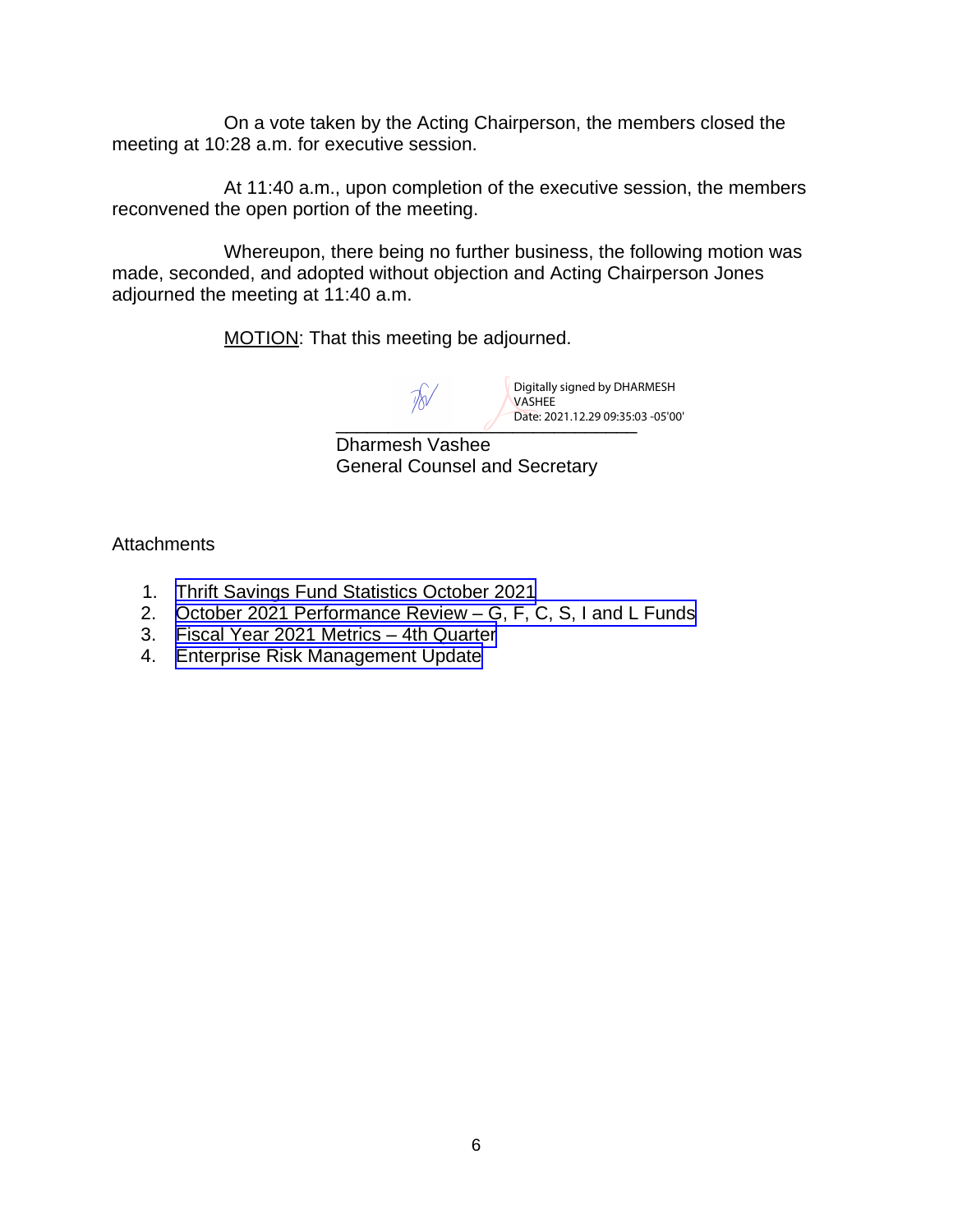On a vote taken by the Acting Chairperson, the members closed the meeting at 10:28 a.m. for executive session.

At 11:40 a.m., upon completion of the executive session, the members reconvened the open portion of the meeting.

Whereupon, there being no further business, the following motion was made, seconded, and adopted without objection and Acting Chairperson Jones adjourned the meeting at 11:40 a.m.

MOTION: That this meeting be adjourned.

Digitally signed by DHARMESH VASHEE
Date: 2021.12.29 09:35:03 -05'00'

Dharmesh Vashee
General Counsel and Secretary

Attachments

1. Thrift Savings Fund Statistics October 2021
2. October 2021 Performance Review – G, F, C, S, I and L Funds
3. Fiscal Year 2021 Metrics – 4th Quarter
4. Enterprise Risk Management Update